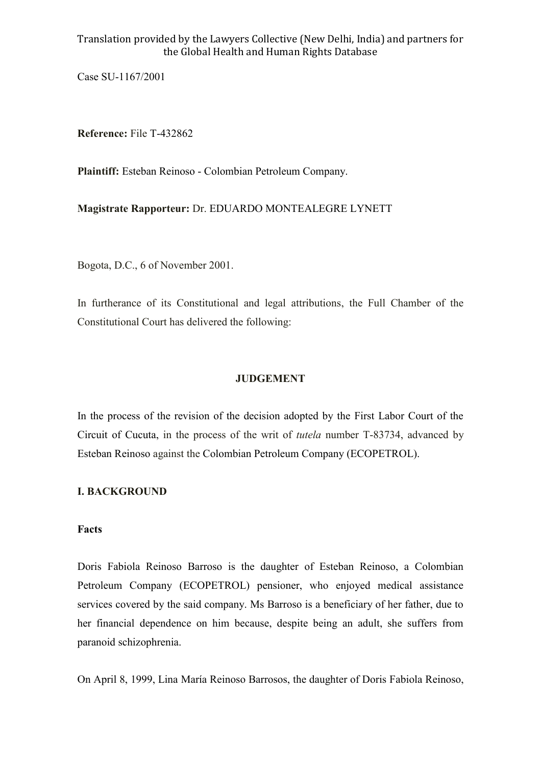Translation provided by the Lawyers Collective (New Delhi, India) and partners for the Global Health and Human Rights Database

Case SU-1167/2001

**Reference:** File T-432862

**Plaintiff:** Esteban Reinoso - Colombian Petroleum Company.

**Magistrate Rapporteur:** Dr. EDUARDO MONTEALEGRE LYNETT

Bogota, D.C., 6 of November 2001.

In furtherance of its Constitutional and legal attributions, the Full Chamber of the Constitutional Court has delivered the following:

## JUDGEMENT

In the process of the revision of the decision adopted by the First Labor Court of the Circuit of Cucuta, in the process of the writ of *tutela* number T-83734, advanced by Esteban Reinoso against the Colombian Petroleum Company (ECOPETROL).

## I. BACKGROUND

### Facts

Doris Fabiola Reinoso Barroso is the daughter of Esteban Reinoso, a Colombian Petroleum Company (ECOPETROL) pensioner, who enjoyed medical assistance services covered by the said company. Ms Barroso is a beneficiary of her father, due to her financial dependence on him because, despite being an adult, she suffers from paranoid schizophrenia.

On April 8, 1999, Lina María Reinoso Barrosos, the daughter of Doris Fabiola Reinoso,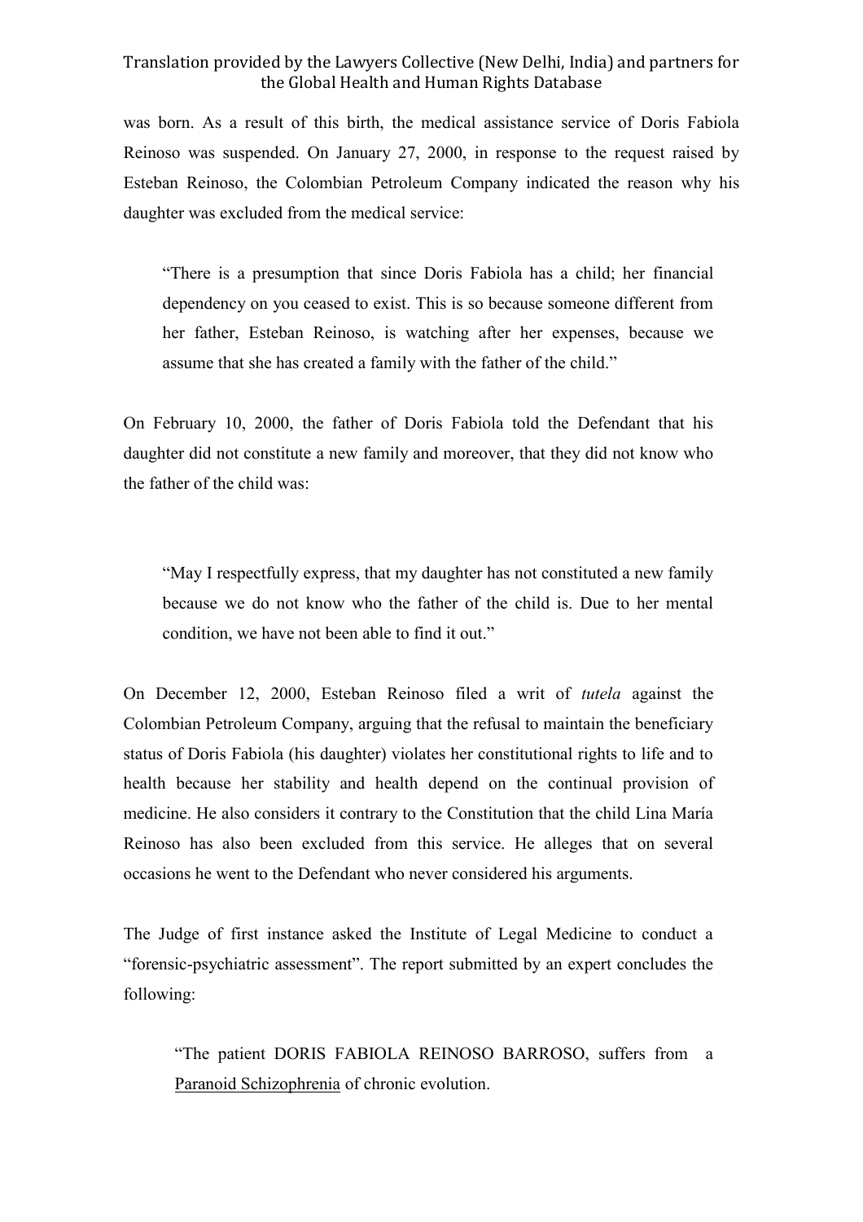was born. As a result of this birth, the medical assistance service of Doris Fabiola Reinoso was suspended. On January 27, 2000, in response to the request raised by Esteban Reinoso, the Colombian Petroleum Company indicated the reason why his daughter was excluded from the medical service:

> "There is a presumption that since Doris Fabiola has a child; her financial dependency on you ceased to exist. This is so because someone different from her father, Esteban Reinoso, is watching after her expenses, because we assume that she has created a family with the father of the child."

On February 10, 2000, the father of Doris Fabiola told the Defendant that his daughter did not constitute a new family and moreover, that they did not know who the father of the child was:

> "May I respectfully express, that my daughter has not constituted a new family because we do not know who the father of the child is. Due to her mental condition, we have not been able to find it out."

On December 12, 2000, Esteban Reinoso filed a writ of *tutela* against the Colombian Petroleum Company, arguing that the refusal to maintain the beneficiary status of Doris Fabiola (his daughter) violates her constitutional rights to life and to health because her stability and health depend on the continual provision of medicine. He also considers it contrary to the Constitution that the child Lina María Reinoso has also been excluded from this service. He alleges that on several occasions he went to the Defendant who never considered his arguments.

The Judge of first instance asked the Institute of Legal Medicine to conduct a "forensic-psychiatric assessment". The report submitted by an expert concludes the following:

> "The patient DORIS FABIOLA REINOSO BARROSO, suffers from a Paranoid Schizophrenia of chronic evolution.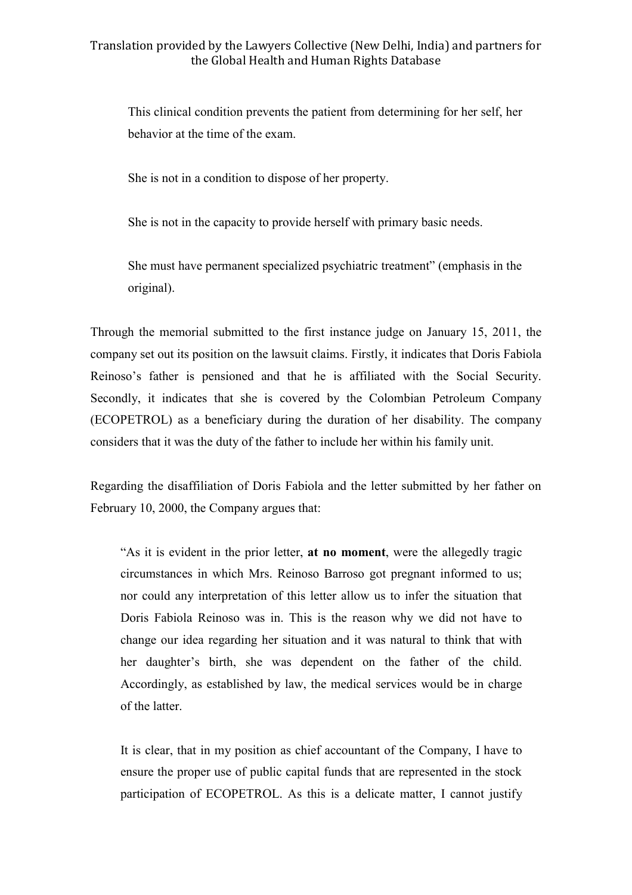> This clinical condition prevents the patient from determining for her self, her behavior at the time of the exam.
>
> She is not in a condition to dispose of her property.
>
> She is not in the capacity to provide herself with primary basic needs.
>
> She must have permanent specialized psychiatric treatment" (emphasis in the original).

Through the memorial submitted to the first instance judge on January 15, 2011, the company set out its position on the lawsuit claims. Firstly, it indicates that Doris Fabiola Reinoso's father is pensioned and that he is affiliated with the Social Security. Secondly, it indicates that she is covered by the Colombian Petroleum Company (ECOPETROL) as a beneficiary during the duration of her disability. The company considers that it was the duty of the father to include her within his family unit.

Regarding the disaffiliation of Doris Fabiola and the letter submitted by her father on February 10, 2000, the Company argues that:

> "As it is evident in the prior letter, **at no moment**, were the allegedly tragic circumstances in which Mrs. Reinoso Barroso got pregnant informed to us; nor could any interpretation of this letter allow us to infer the situation that Doris Fabiola Reinoso was in. This is the reason why we did not have to change our idea regarding her situation and it was natural to think that with her daughter's birth, she was dependent on the father of the child. Accordingly, as established by law, the medical services would be in charge of the latter.
>
> It is clear, that in my position as chief accountant of the Company, I have to ensure the proper use of public capital funds that are represented in the stock participation of ECOPETROL. As this is a delicate matter, I cannot justify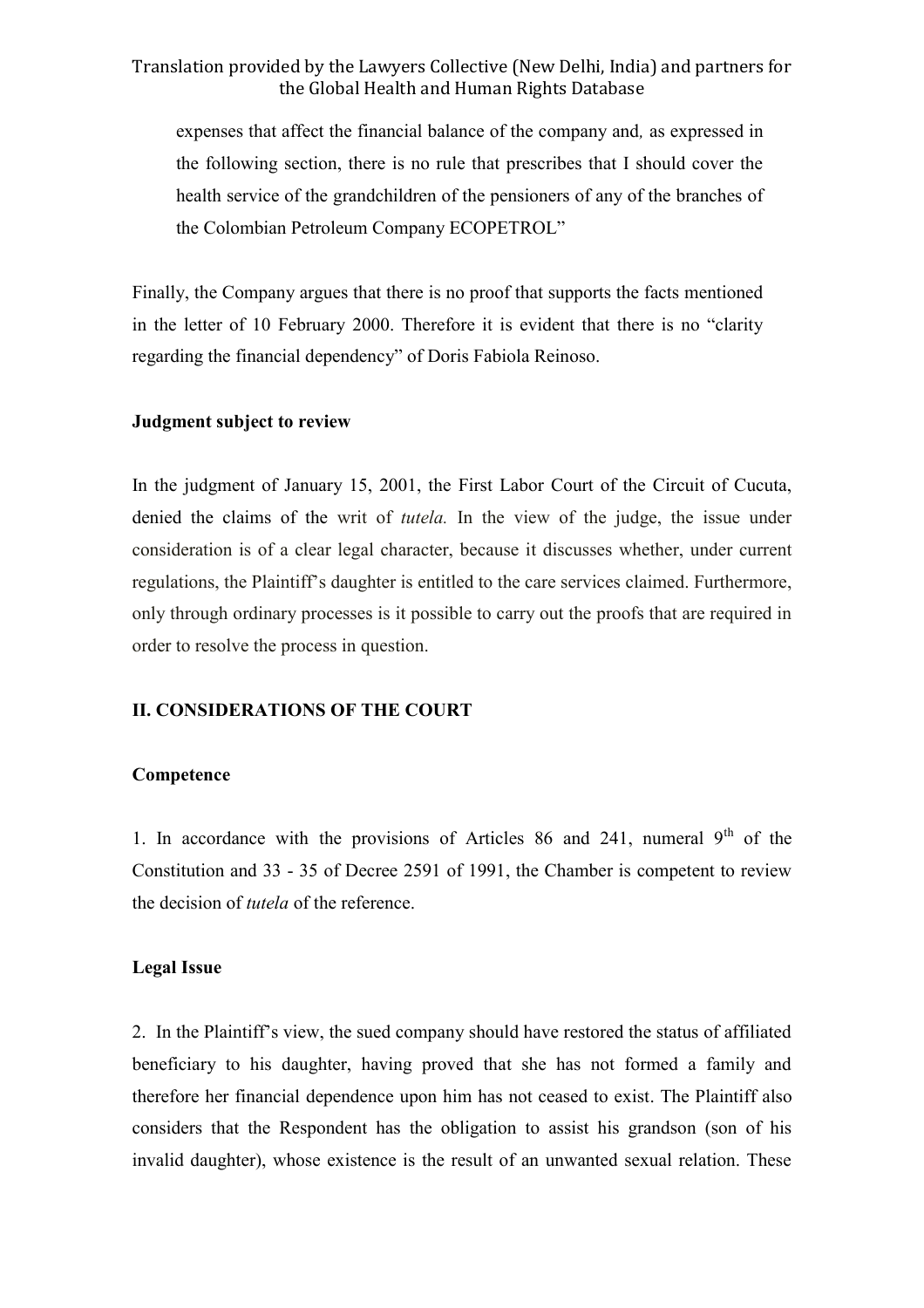expenses that affect the financial balance of the company and, as expressed in the following section, there is no rule that prescribes that I should cover the health service of the grandchildren of the pensioners of any of the branches of the Colombian Petroleum Company ECOPETROL"

Finally, the Company argues that there is no proof that supports the facts mentioned in the letter of 10 February 2000. Therefore it is evident that there is no "clarity regarding the financial dependency" of Doris Fabiola Reinoso.

**Judgment subject to review**

In the judgment of January 15, 2001, the First Labor Court of the Circuit of Cucuta, denied the claims of the writ of *tutela.* In the view of the judge, the issue under consideration is of a clear legal character, because it discusses whether, under current regulations, the Plaintiff's daughter is entitled to the care services claimed. Furthermore, only through ordinary processes is it possible to carry out the proofs that are required in order to resolve the process in question.

## II. CONSIDERATIONS OF THE COURT

**Competence**

1. In accordance with the provisions of Articles 86 and 241, numeral 9th of the Constitution and 33 - 35 of Decree 2591 of 1991, the Chamber is competent to review the decision of *tutela* of the reference.

**Legal Issue**

2. In the Plaintiff's view, the sued company should have restored the status of affiliated beneficiary to his daughter, having proved that she has not formed a family and therefore her financial dependence upon him has not ceased to exist. The Plaintiff also considers that the Respondent has the obligation to assist his grandson (son of his invalid daughter), whose existence is the result of an unwanted sexual relation. These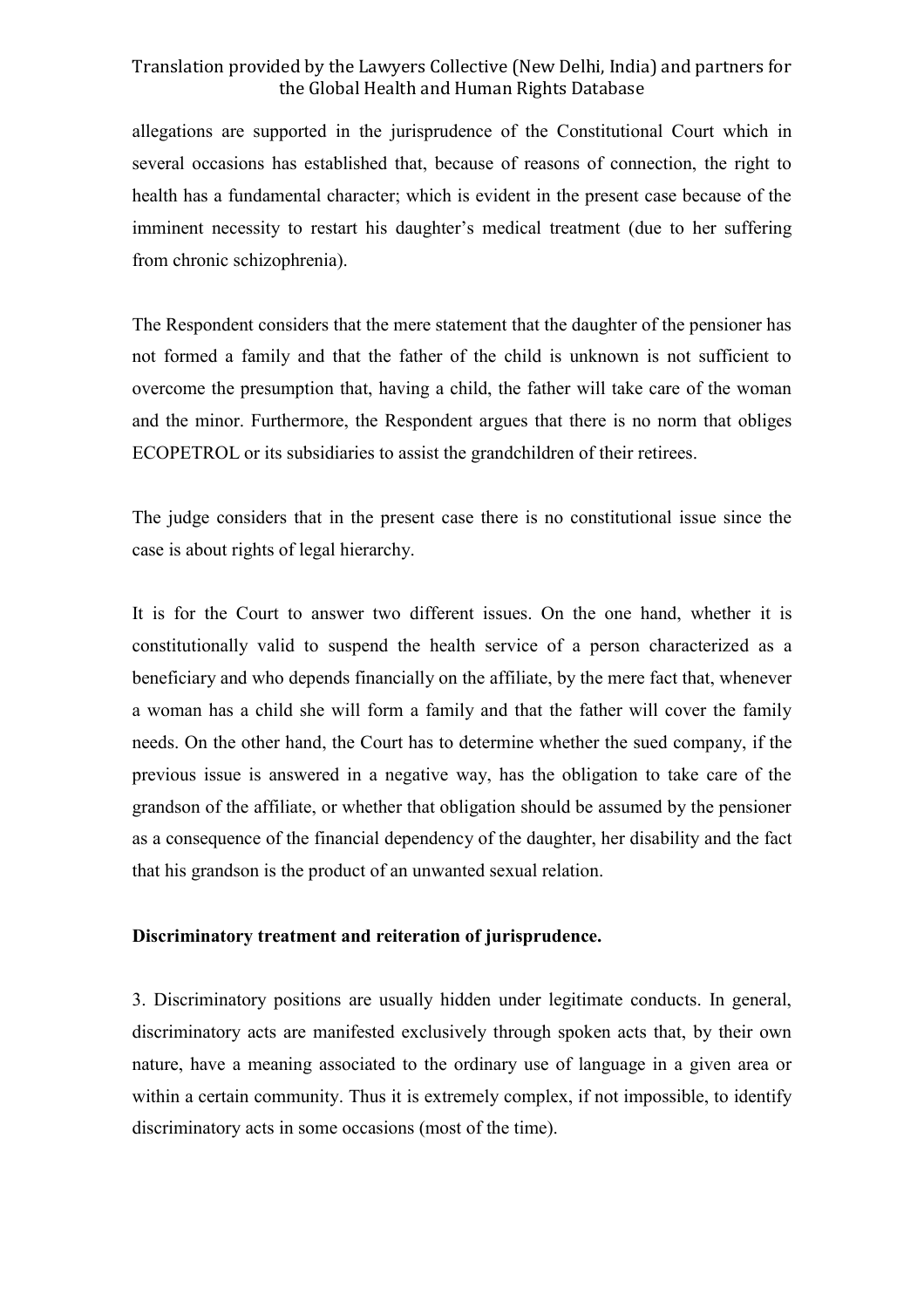allegations are supported in the jurisprudence of the Constitutional Court which in several occasions has established that, because of reasons of connection, the right to health has a fundamental character; which is evident in the present case because of the imminent necessity to restart his daughter's medical treatment (due to her suffering from chronic schizophrenia).

The Respondent considers that the mere statement that the daughter of the pensioner has not formed a family and that the father of the child is unknown is not sufficient to overcome the presumption that, having a child, the father will take care of the woman and the minor. Furthermore, the Respondent argues that there is no norm that obliges ECOPETROL or its subsidiaries to assist the grandchildren of their retirees.

The judge considers that in the present case there is no constitutional issue since the case is about rights of legal hierarchy.

It is for the Court to answer two different issues. On the one hand, whether it is constitutionally valid to suspend the health service of a person characterized as a beneficiary and who depends financially on the affiliate, by the mere fact that, whenever a woman has a child she will form a family and that the father will cover the family needs. On the other hand, the Court has to determine whether the sued company, if the previous issue is answered in a negative way, has the obligation to take care of the grandson of the affiliate, or whether that obligation should be assumed by the pensioner as a consequence of the financial dependency of the daughter, her disability and the fact that his grandson is the product of an unwanted sexual relation.

**Discriminatory treatment and reiteration of jurisprudence.**

3. Discriminatory positions are usually hidden under legitimate conducts. In general, discriminatory acts are manifested exclusively through spoken acts that, by their own nature, have a meaning associated to the ordinary use of language in a given area or within a certain community. Thus it is extremely complex, if not impossible, to identify discriminatory acts in some occasions (most of the time).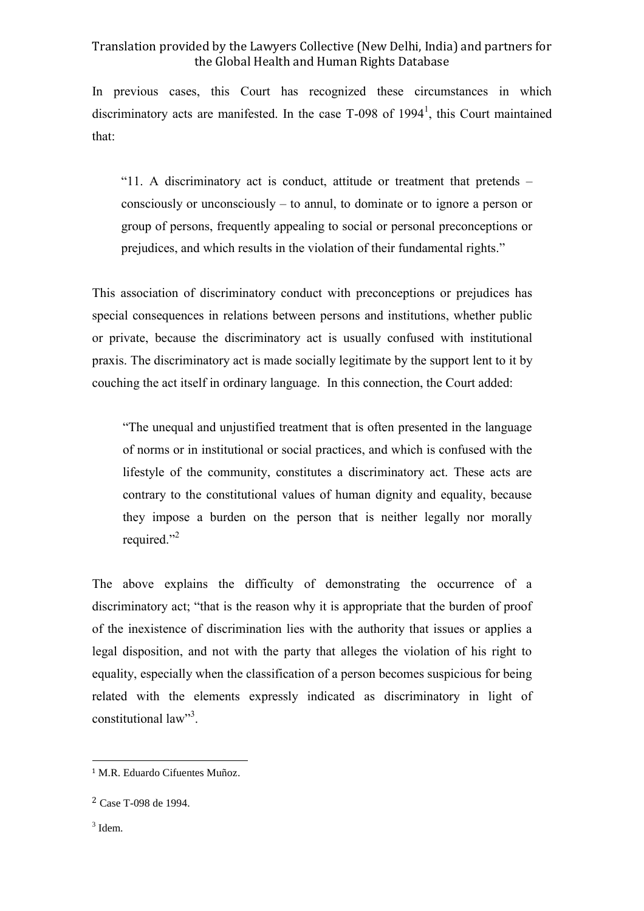In previous cases, this Court has recognized these circumstances in which discriminatory acts are manifested. In the case T-098 of 1994[1], this Court maintained that:

> "11. A discriminatory act is conduct, attitude or treatment that pretends – consciously or unconsciously – to annul, to dominate or to ignore a person or group of persons, frequently appealing to social or personal preconceptions or prejudices, and which results in the violation of their fundamental rights."

This association of discriminatory conduct with preconceptions or prejudices has special consequences in relations between persons and institutions, whether public or private, because the discriminatory act is usually confused with institutional praxis. The discriminatory act is made socially legitimate by the support lent to it by couching the act itself in ordinary language. In this connection, the Court added:

> "The unequal and unjustified treatment that is often presented in the language of norms or in institutional or social practices, and which is confused with the lifestyle of the community, constitutes a discriminatory act. These acts are contrary to the constitutional values of human dignity and equality, because they impose a burden on the person that is neither legally nor morally required."[2]

The above explains the difficulty of demonstrating the occurrence of a discriminatory act; "that is the reason why it is appropriate that the burden of proof of the inexistence of discrimination lies with the authority that issues or applies a legal disposition, and not with the party that alleges the violation of his right to equality, especially when the classification of a person becomes suspicious for being related with the elements expressly indicated as discriminatory in light of constitutional law"[3].

---

[1] M.R. Eduardo Cifuentes Muñoz.

[2] Case T-098 de 1994.

[3] Idem.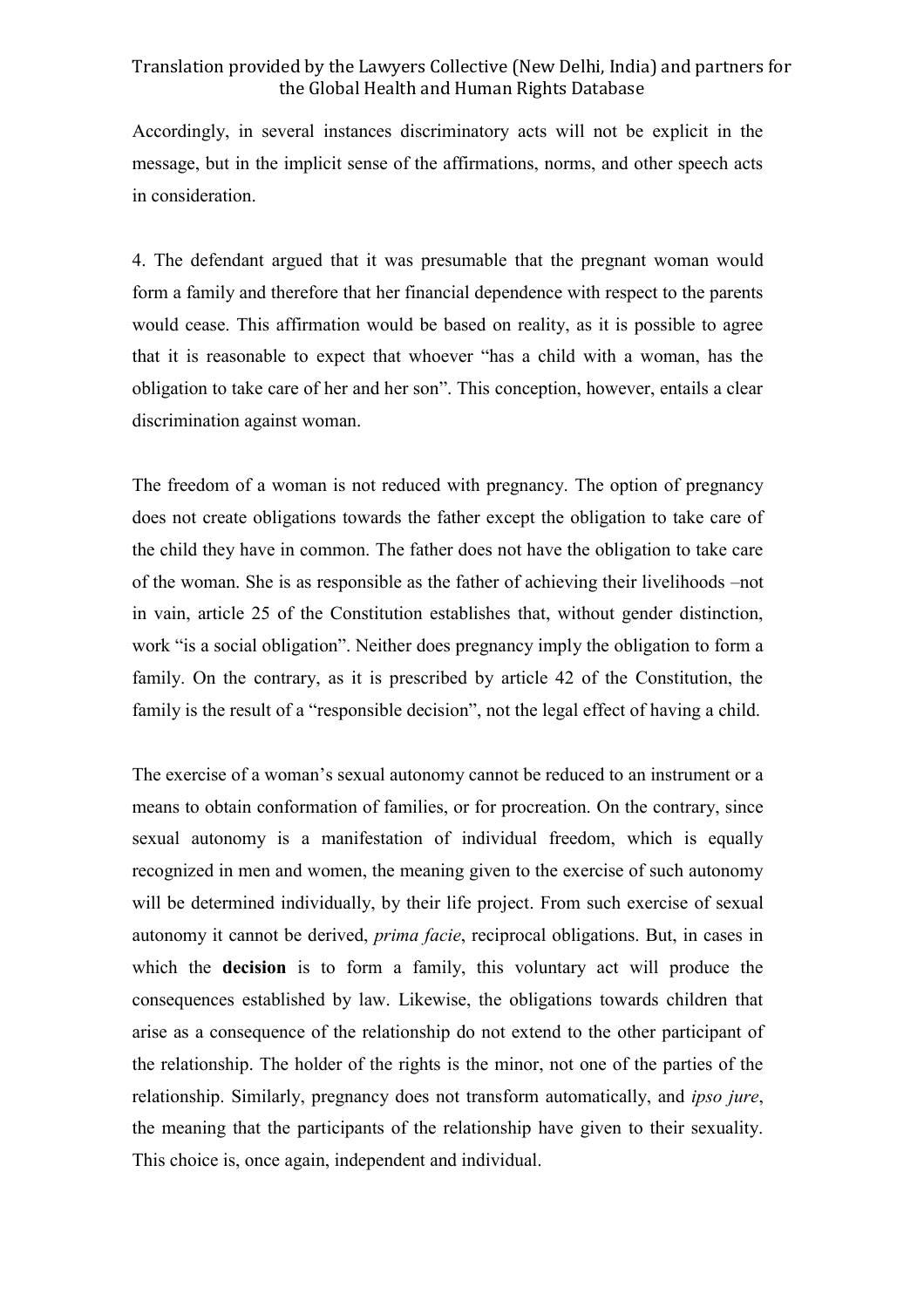Accordingly, in several instances discriminatory acts will not be explicit in the message, but in the implicit sense of the affirmations, norms, and other speech acts in consideration.

4. The defendant argued that it was presumable that the pregnant woman would form a family and therefore that her financial dependence with respect to the parents would cease. This affirmation would be based on reality, as it is possible to agree that it is reasonable to expect that whoever "has a child with a woman, has the obligation to take care of her and her son". This conception, however, entails a clear discrimination against woman.

The freedom of a woman is not reduced with pregnancy. The option of pregnancy does not create obligations towards the father except the obligation to take care of the child they have in common. The father does not have the obligation to take care of the woman. She is as responsible as the father of achieving their livelihoods –not in vain, article 25 of the Constitution establishes that, without gender distinction, work "is a social obligation". Neither does pregnancy imply the obligation to form a family. On the contrary, as it is prescribed by article 42 of the Constitution, the family is the result of a "responsible decision", not the legal effect of having a child.

The exercise of a woman's sexual autonomy cannot be reduced to an instrument or a means to obtain conformation of families, or for procreation. On the contrary, since sexual autonomy is a manifestation of individual freedom, which is equally recognized in men and women, the meaning given to the exercise of such autonomy will be determined individually, by their life project. From such exercise of sexual autonomy it cannot be derived, *prima facie*, reciprocal obligations. But, in cases in which the **decision** is to form a family, this voluntary act will produce the consequences established by law. Likewise, the obligations towards children that arise as a consequence of the relationship do not extend to the other participant of the relationship. The holder of the rights is the minor, not one of the parties of the relationship. Similarly, pregnancy does not transform automatically, and *ipso jure*, the meaning that the participants of the relationship have given to their sexuality. This choice is, once again, independent and individual.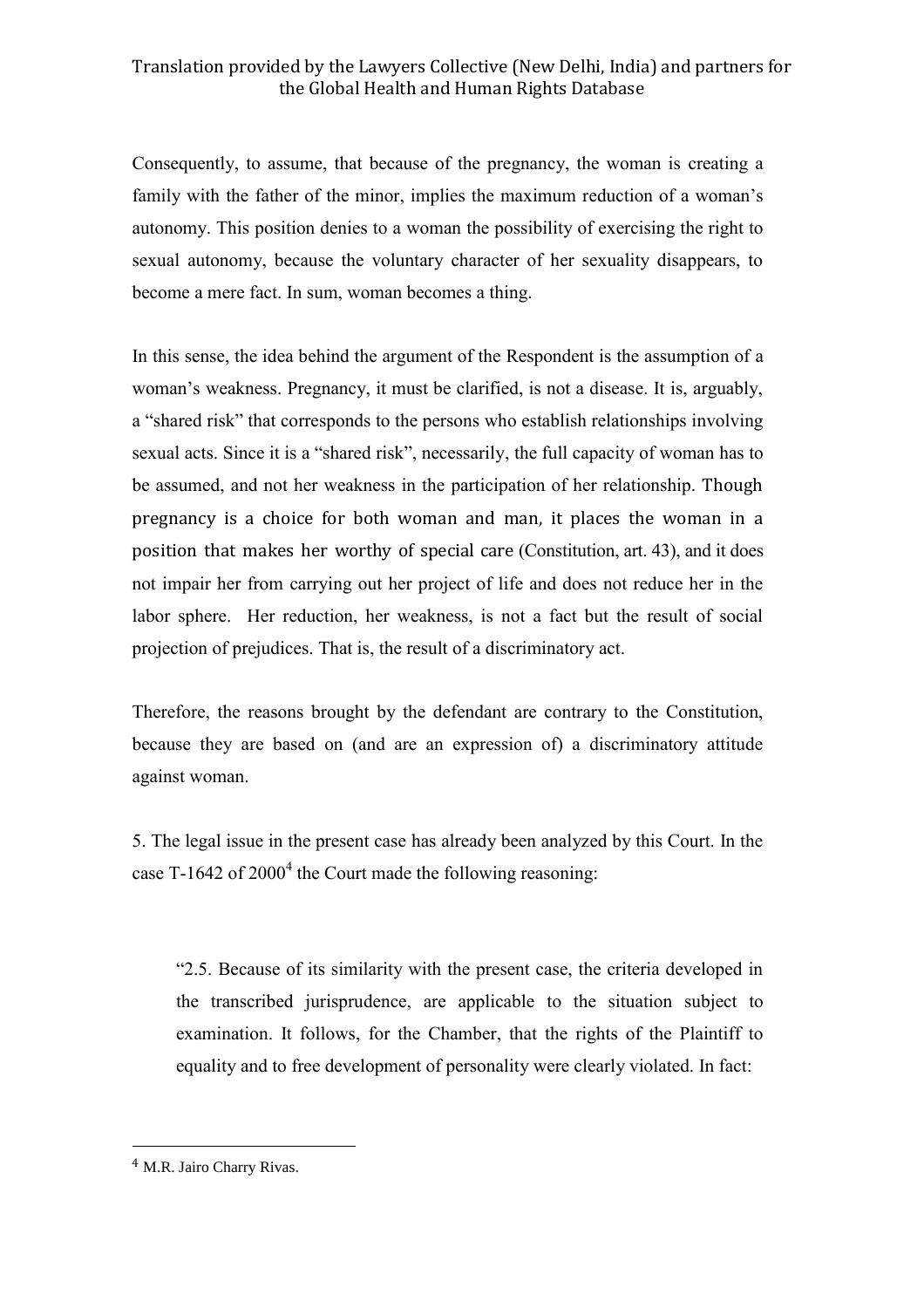Consequently, to assume, that because of the pregnancy, the woman is creating a family with the father of the minor, implies the maximum reduction of a woman's autonomy. This position denies to a woman the possibility of exercising the right to sexual autonomy, because the voluntary character of her sexuality disappears, to become a mere fact. In sum, woman becomes a thing.

In this sense, the idea behind the argument of the Respondent is the assumption of a woman's weakness. Pregnancy, it must be clarified, is not a disease. It is, arguably, a "shared risk" that corresponds to the persons who establish relationships involving sexual acts. Since it is a "shared risk", necessarily, the full capacity of woman has to be assumed, and not her weakness in the participation of her relationship. Though pregnancy is a choice for both woman and man, it places the woman in a position that makes her worthy of special care (Constitution, art. 43), and it does not impair her from carrying out her project of life and does not reduce her in the labor sphere. Her reduction, her weakness, is not a fact but the result of social projection of prejudices. That is, the result of a discriminatory act.

Therefore, the reasons brought by the defendant are contrary to the Constitution, because they are based on (and are an expression of) a discriminatory attitude against woman.

5. The legal issue in the present case has already been analyzed by this Court. In the case T-1642 of 2000[4] the Court made the following reasoning:

> "2.5. Because of its similarity with the present case, the criteria developed in the transcribed jurisprudence, are applicable to the situation subject to examination. It follows, for the Chamber, that the rights of the Plaintiff to equality and to free development of personality were clearly violated. In fact:

[4] M.R. Jairo Charry Rivas.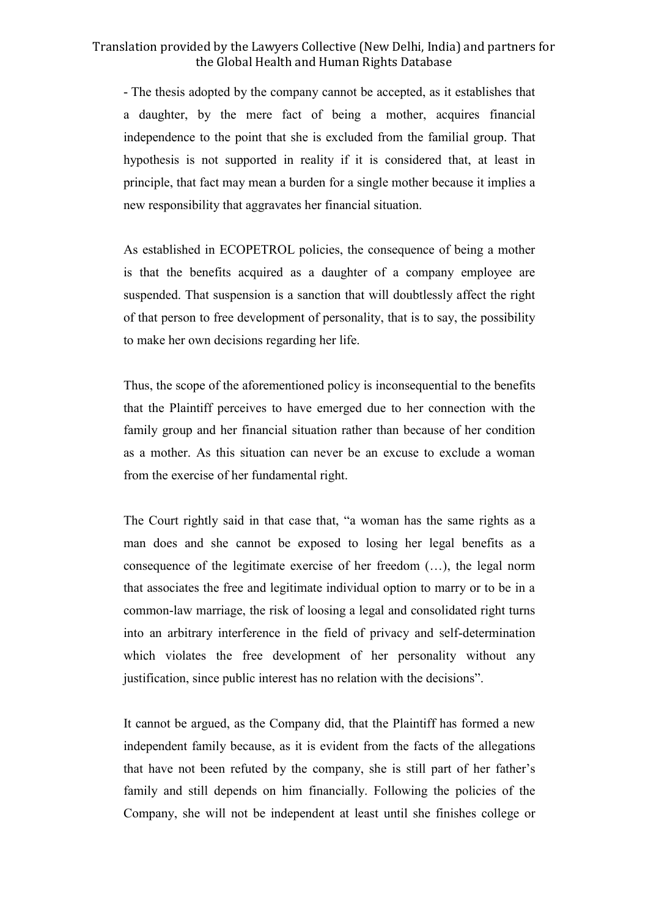- The thesis adopted by the company cannot be accepted, as it establishes that a daughter, by the mere fact of being a mother, acquires financial independence to the point that she is excluded from the familial group. That hypothesis is not supported in reality if it is considered that, at least in principle, that fact may mean a burden for a single mother because it implies a new responsibility that aggravates her financial situation.

As established in ECOPETROL policies, the consequence of being a mother is that the benefits acquired as a daughter of a company employee are suspended. That suspension is a sanction that will doubtlessly affect the right of that person to free development of personality, that is to say, the possibility to make her own decisions regarding her life.

Thus, the scope of the aforementioned policy is inconsequential to the benefits that the Plaintiff perceives to have emerged due to her connection with the family group and her financial situation rather than because of her condition as a mother. As this situation can never be an excuse to exclude a woman from the exercise of her fundamental right.

The Court rightly said in that case that, "a woman has the same rights as a man does and she cannot be exposed to losing her legal benefits as a consequence of the legitimate exercise of her freedom (…), the legal norm that associates the free and legitimate individual option to marry or to be in a common-law marriage, the risk of loosing a legal and consolidated right turns into an arbitrary interference in the field of privacy and self-determination which violates the free development of her personality without any justification, since public interest has no relation with the decisions".

It cannot be argued, as the Company did, that the Plaintiff has formed a new independent family because, as it is evident from the facts of the allegations that have not been refuted by the company, she is still part of her father's family and still depends on him financially. Following the policies of the Company, she will not be independent at least until she finishes college or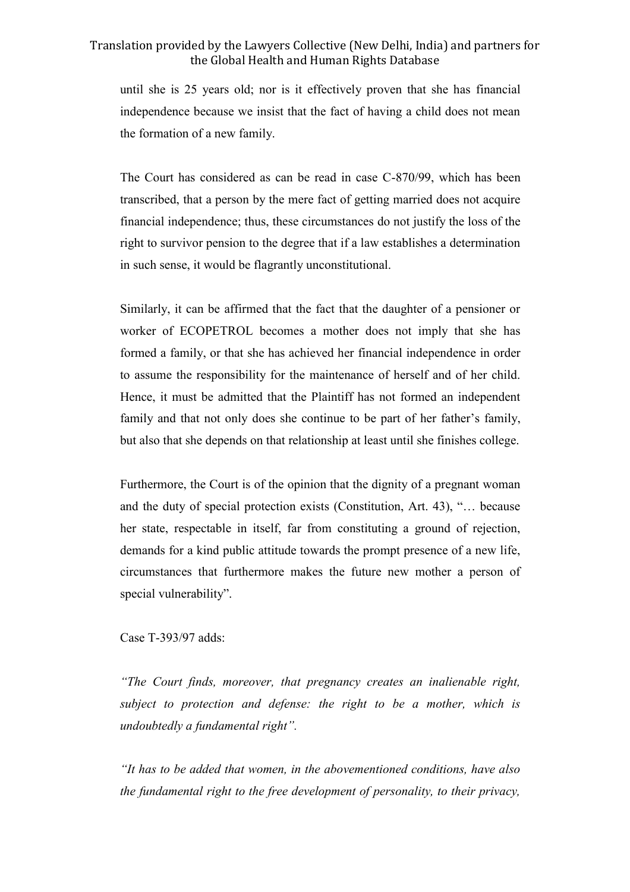until she is 25 years old; nor is it effectively proven that she has financial independence because we insist that the fact of having a child does not mean the formation of a new family.

The Court has considered as can be read in case C-870/99, which has been transcribed, that a person by the mere fact of getting married does not acquire financial independence; thus, these circumstances do not justify the loss of the right to survivor pension to the degree that if a law establishes a determination in such sense, it would be flagrantly unconstitutional.

Similarly, it can be affirmed that the fact that the daughter of a pensioner or worker of ECOPETROL becomes a mother does not imply that she has formed a family, or that she has achieved her financial independence in order to assume the responsibility for the maintenance of herself and of her child. Hence, it must be admitted that the Plaintiff has not formed an independent family and that not only does she continue to be part of her father's family, but also that she depends on that relationship at least until she finishes college.

Furthermore, the Court is of the opinion that the dignity of a pregnant woman and the duty of special protection exists (Constitution, Art. 43), "… because her state, respectable in itself, far from constituting a ground of rejection, demands for a kind public attitude towards the prompt presence of a new life, circumstances that furthermore makes the future new mother a person of special vulnerability".

Case T-393/97 adds:

*"The Court finds, moreover, that pregnancy creates an inalienable right, subject to protection and defense: the right to be a mother, which is undoubtedly a fundamental right".*

*"It has to be added that women, in the abovementioned conditions, have also the fundamental right to the free development of personality, to their privacy,*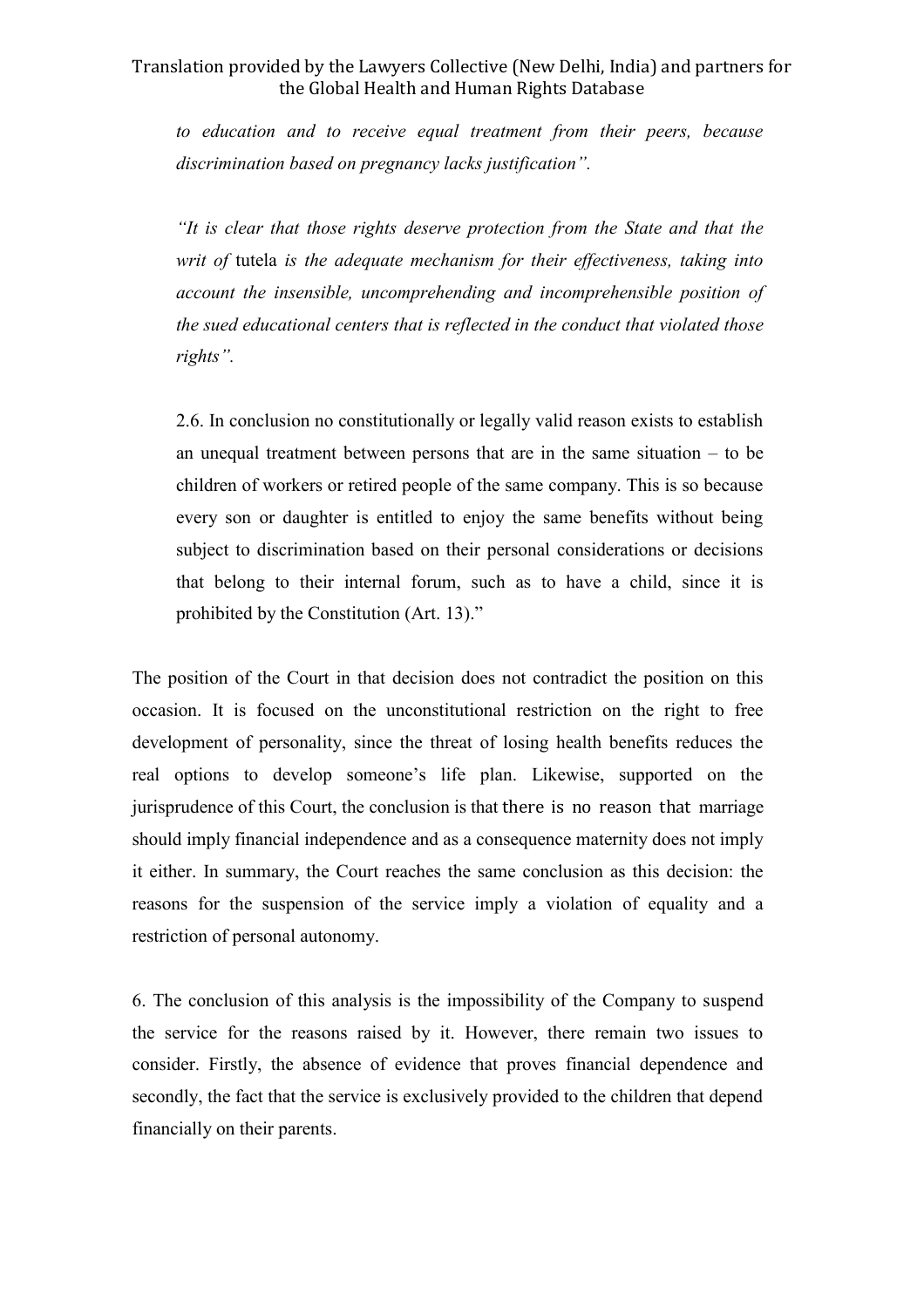> *to education and to receive equal treatment from their peers, because discrimination based on pregnancy lacks justification".*
>
> *"It is clear that those rights deserve protection from the State and that the writ of* tutela *is the adequate mechanism for their effectiveness, taking into account the insensible, uncomprehending and incomprehensible position of the sued educational centers that is reflected in the conduct that violated those rights".*
>
> 2.6. In conclusion no constitutionally or legally valid reason exists to establish an unequal treatment between persons that are in the same situation – to be children of workers or retired people of the same company. This is so because every son or daughter is entitled to enjoy the same benefits without being subject to discrimination based on their personal considerations or decisions that belong to their internal forum, such as to have a child, since it is prohibited by the Constitution (Art. 13)."

The position of the Court in that decision does not contradict the position on this occasion. It is focused on the unconstitutional restriction on the right to free development of personality, since the threat of losing health benefits reduces the real options to develop someone's life plan. Likewise, supported on the jurisprudence of this Court, the conclusion is that there is no reason that marriage should imply financial independence and as a consequence maternity does not imply it either. In summary, the Court reaches the same conclusion as this decision: the reasons for the suspension of the service imply a violation of equality and a restriction of personal autonomy.

6. The conclusion of this analysis is the impossibility of the Company to suspend the service for the reasons raised by it. However, there remain two issues to consider. Firstly, the absence of evidence that proves financial dependence and secondly, the fact that the service is exclusively provided to the children that depend financially on their parents.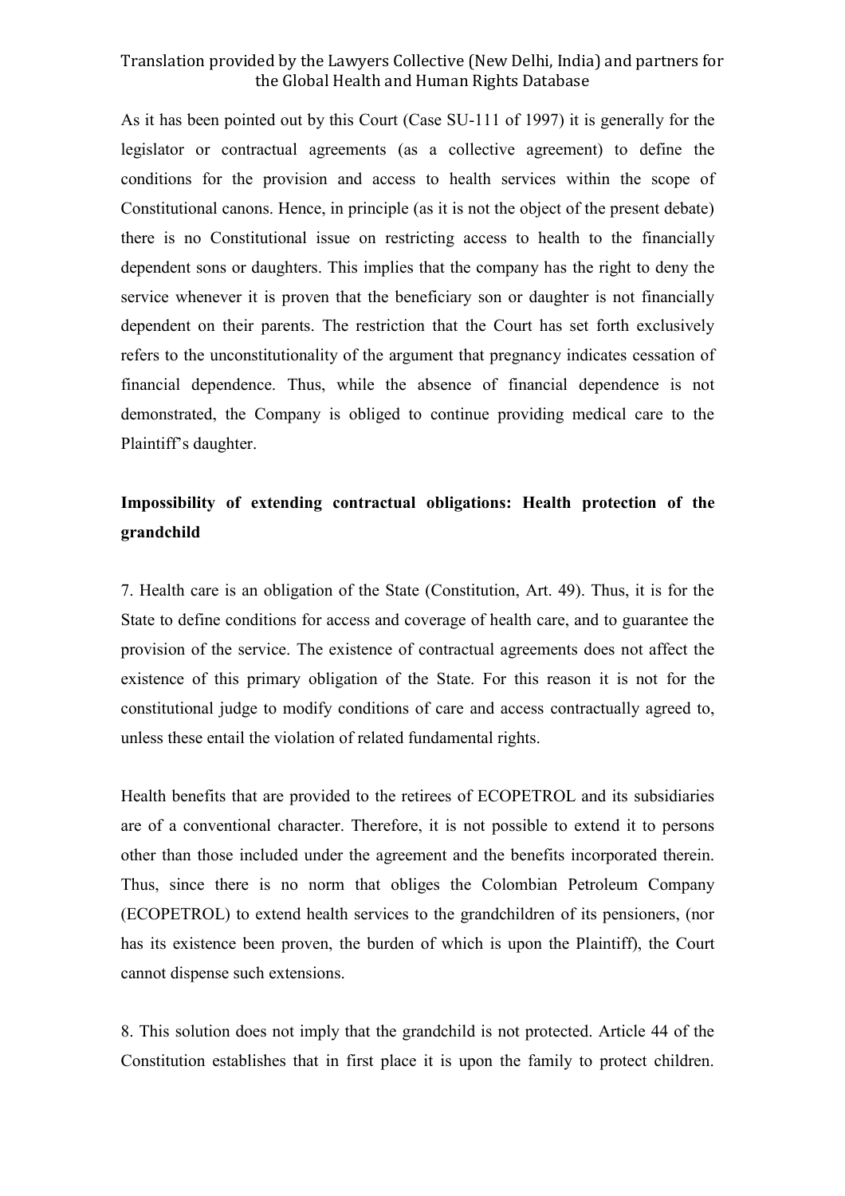As it has been pointed out by this Court (Case SU-111 of 1997) it is generally for the legislator or contractual agreements (as a collective agreement) to define the conditions for the provision and access to health services within the scope of Constitutional canons. Hence, in principle (as it is not the object of the present debate) there is no Constitutional issue on restricting access to health to the financially dependent sons or daughters. This implies that the company has the right to deny the service whenever it is proven that the beneficiary son or daughter is not financially dependent on their parents. The restriction that the Court has set forth exclusively refers to the unconstitutionality of the argument that pregnancy indicates cessation of financial dependence. Thus, while the absence of financial dependence is not demonstrated, the Company is obliged to continue providing medical care to the Plaintiff's daughter.

**Impossibility of extending contractual obligations: Health protection of the grandchild**

7. Health care is an obligation of the State (Constitution, Art. 49). Thus, it is for the State to define conditions for access and coverage of health care, and to guarantee the provision of the service. The existence of contractual agreements does not affect the existence of this primary obligation of the State. For this reason it is not for the constitutional judge to modify conditions of care and access contractually agreed to, unless these entail the violation of related fundamental rights.

Health benefits that are provided to the retirees of ECOPETROL and its subsidiaries are of a conventional character. Therefore, it is not possible to extend it to persons other than those included under the agreement and the benefits incorporated therein. Thus, since there is no norm that obliges the Colombian Petroleum Company (ECOPETROL) to extend health services to the grandchildren of its pensioners, (nor has its existence been proven, the burden of which is upon the Plaintiff), the Court cannot dispense such extensions.

8. This solution does not imply that the grandchild is not protected. Article 44 of the Constitution establishes that in first place it is upon the family to protect children.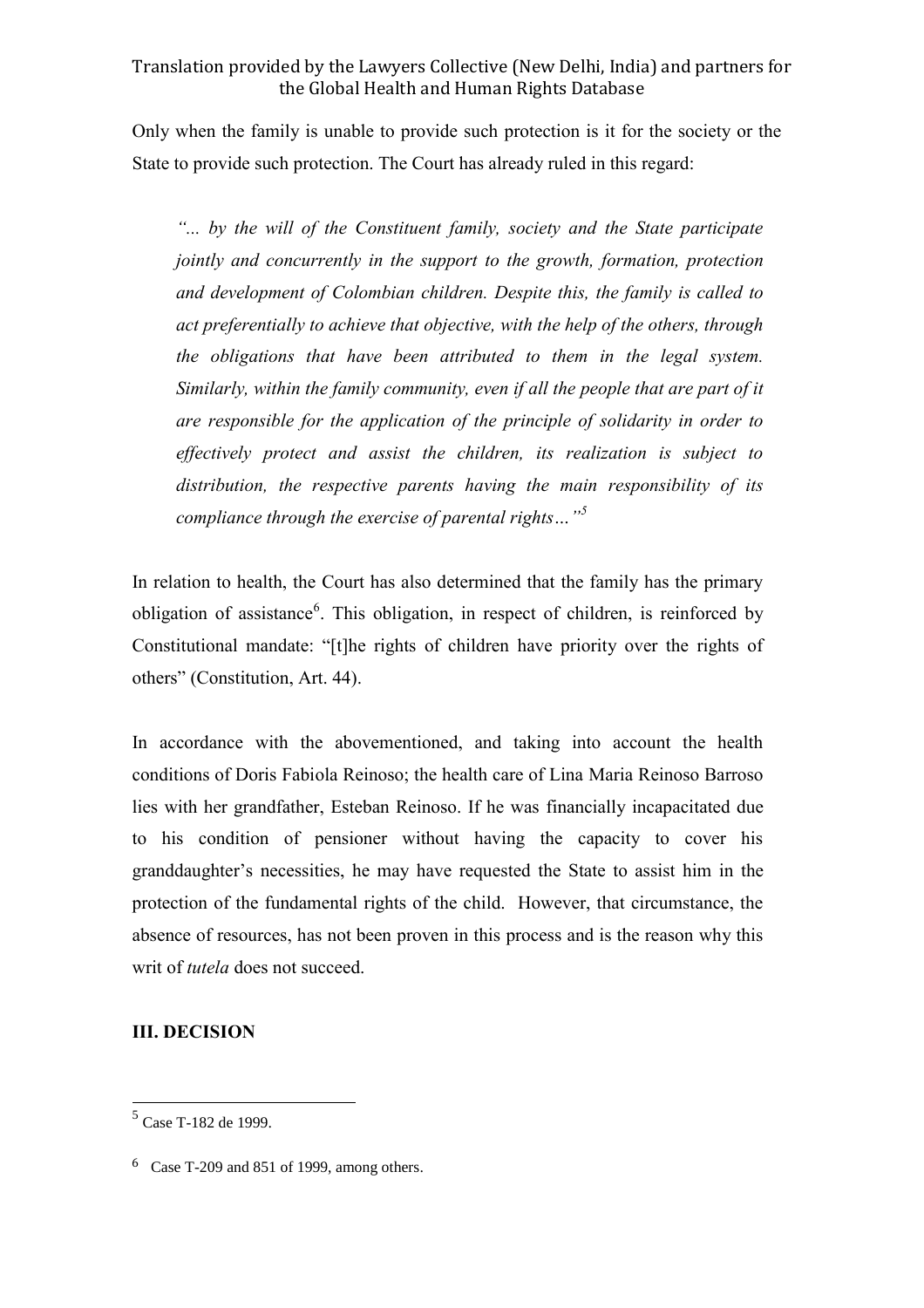Only when the family is unable to provide such protection is it for the society or the State to provide such protection. The Court has already ruled in this regard:

> *"... by the will of the Constituent family, society and the State participate jointly and concurrently in the support to the growth, formation, protection and development of Colombian children. Despite this, the family is called to act preferentially to achieve that objective, with the help of the others, through the obligations that have been attributed to them in the legal system. Similarly, within the family community, even if all the people that are part of it are responsible for the application of the principle of solidarity in order to effectively protect and assist the children, its realization is subject to distribution, the respective parents having the main responsibility of its compliance through the exercise of parental rights…"*[5]

In relation to health, the Court has also determined that the family has the primary obligation of assistance[6]. This obligation, in respect of children, is reinforced by Constitutional mandate: "[t]he rights of children have priority over the rights of others" (Constitution, Art. 44).

In accordance with the abovementioned, and taking into account the health conditions of Doris Fabiola Reinoso; the health care of Lina Maria Reinoso Barroso lies with her grandfather, Esteban Reinoso. If he was financially incapacitated due to his condition of pensioner without having the capacity to cover his granddaughter's necessities, he may have requested the State to assist him in the protection of the fundamental rights of the child. However, that circumstance, the absence of resources, has not been proven in this process and is the reason why this writ of *tutela* does not succeed.

## III. DECISION

---

[5] Case T-182 de 1999.

[6] Case T-209 and 851 of 1999, among others.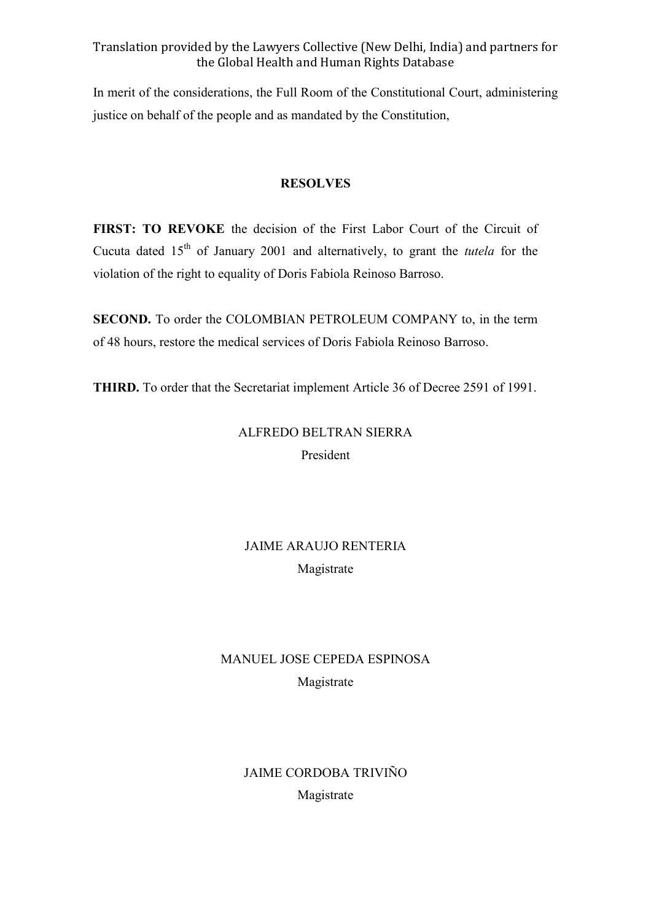In merit of the considerations, the Full Room of the Constitutional Court, administering justice on behalf of the people and as mandated by the Constitution,

**RESOLVES**

**FIRST: TO REVOKE** the decision of the First Labor Court of the Circuit of Cucuta dated 15th of January 2001 and alternatively, to grant the *tutela* for the violation of the right to equality of Doris Fabiola Reinoso Barroso.

**SECOND.** To order the COLOMBIAN PETROLEUM COMPANY to, in the term of 48 hours, restore the medical services of Doris Fabiola Reinoso Barroso.

**THIRD.** To order that the Secretariat implement Article 36 of Decree 2591 of 1991.

ALFREDO BELTRAN SIERRA
President

JAIME ARAUJO RENTERIA
Magistrate

MANUEL JOSE CEPEDA ESPINOSA
Magistrate

JAIME CORDOBA TRIVIÑO
Magistrate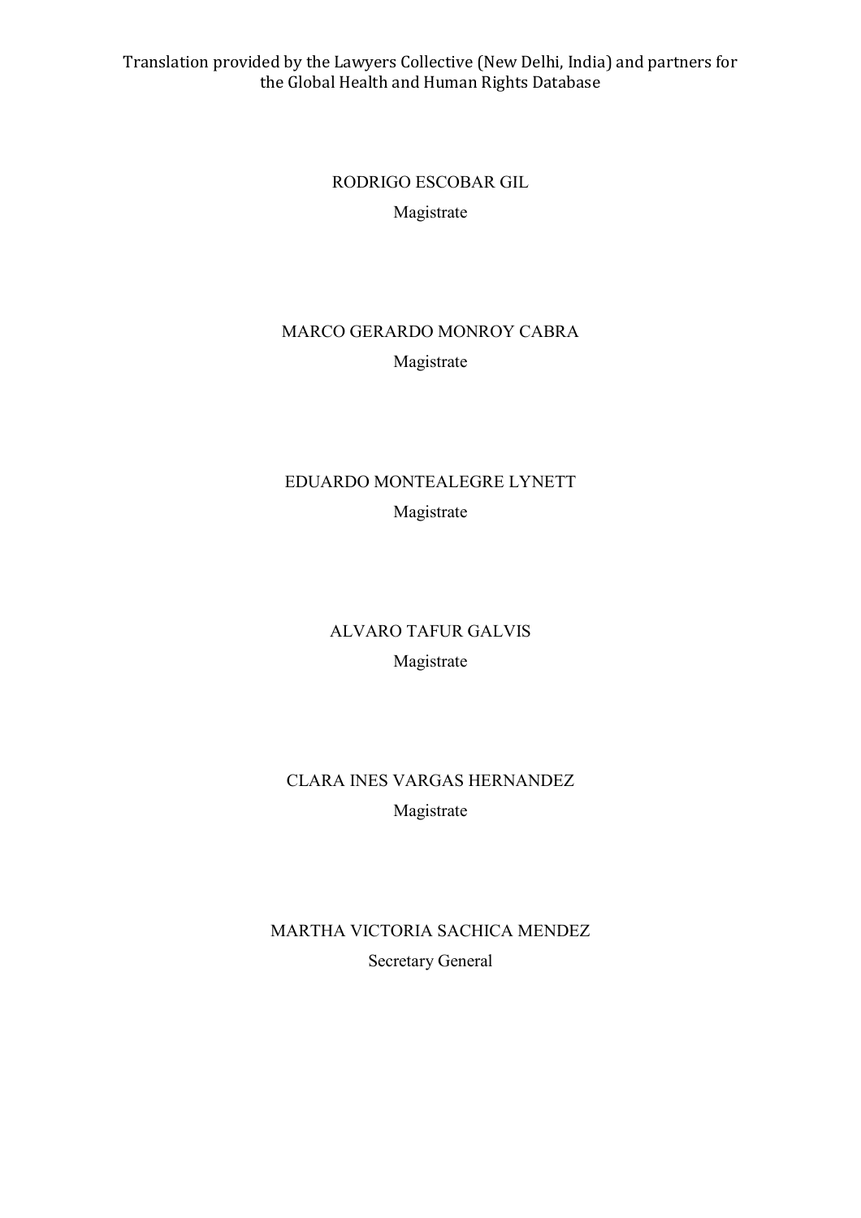RODRIGO ESCOBAR GIL

Magistrate

MARCO GERARDO MONROY CABRA

Magistrate

EDUARDO MONTEALEGRE LYNETT

Magistrate

ALVARO TAFUR GALVIS

Magistrate

CLARA INES VARGAS HERNANDEZ

Magistrate

MARTHA VICTORIA SACHICA MENDEZ

Secretary General